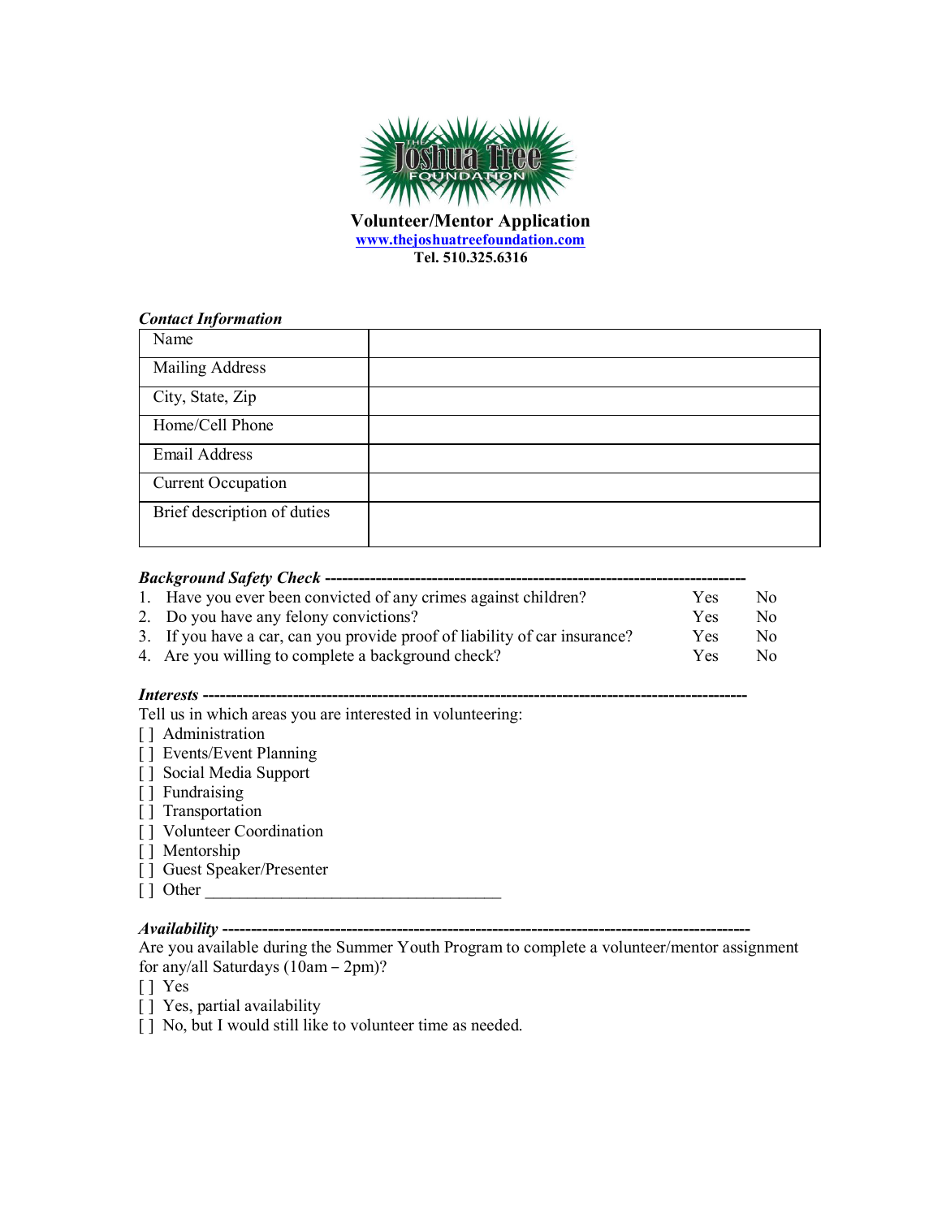# Volunteer/Mentor Application

**[www.thejoshuatreefoundation.com](http://www.thejoshuatreefoundation.com)**

**Tel. 510.325.6316**

***Contact Information***

| Name | |
|---|---|
| Mailing Address | |
| City, State, Zip | |
| Home/Cell Phone | |
| Email Address | |
| Current Occupation | |
| Brief description of duties | |

***Background Safety Check*** ----------------------------------------------------------------------------

| | | | |
|---|---|---|---|
| 1. | Have you ever been convicted of any crimes against children? | Yes | No |
| 2. | Do you have any felony convictions? | Yes | No |
| 3. | If you have a car, can you provide proof of liability of car insurance? | Yes | No |
| 4. | Are you willing to complete a background check? | Yes | No |

***Interests*** ----------------------------------------------------------------------------------------------

Tell us in which areas you are interested in volunteering:

[ ] Administration
[ ] Events/Event Planning
[ ] Social Media Support
[ ] Fundraising
[ ] Transportation
[ ] Volunteer Coordination
[ ] Mentorship
[ ] Guest Speaker/Presenter
[ ] Other ___________________________________

***Availability*** -------------------------------------------------------------------------------------------

Are you available during the Summer Youth Program to complete a volunteer/mentor assignment for any/all Saturdays (10am – 2pm)?

[ ] Yes
[ ] Yes, partial availability
[ ] No, but I would still like to volunteer time as needed.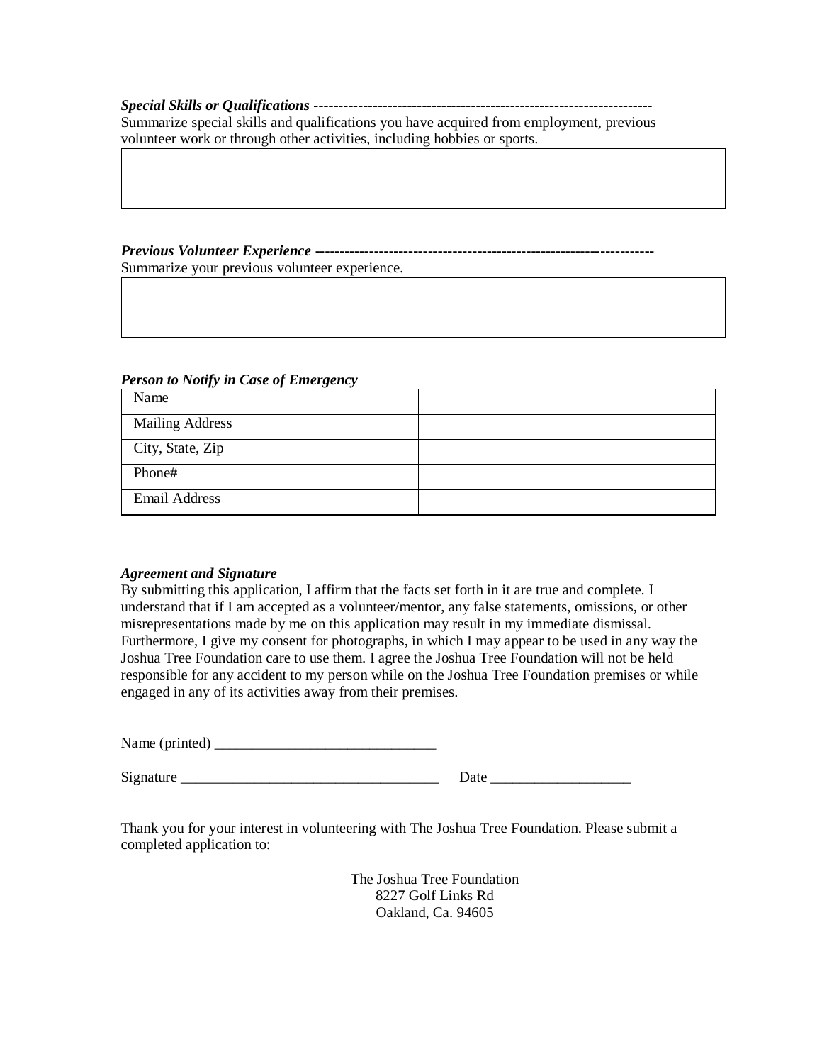***Special Skills or Qualifications*** ---------------------------------------------------------------------

Summarize special skills and qualifications you have acquired from employment, previous volunteer work or through other activities, including hobbies or sports.

| |
|---|
| |

***Previous Volunteer Experience*** ---------------------------------------------------------------------

Summarize your previous volunteer experience.

| |
|---|
| |

***Person to Notify in Case of Emergency***

| | |
|---|---|
| Name | |
| Mailing Address | |
| City, State, Zip | |
| Phone# | |
| Email Address | |

***Agreement and Signature***

By submitting this application, I affirm that the facts set forth in it are true and complete. I understand that if I am accepted as a volunteer/mentor, any false statements, omissions, or other misrepresentations made by me on this application may result in my immediate dismissal. Furthermore, I give my consent for photographs, in which I may appear to be used in any way the Joshua Tree Foundation care to use them. I agree the Joshua Tree Foundation will not be held responsible for any accident to my person while on the Joshua Tree Foundation premises or while engaged in any of its activities away from their premises.

Name (printed) ______________________________

Signature ___________________________________ Date ___________________

Thank you for your interest in volunteering with The Joshua Tree Foundation. Please submit a completed application to:

The Joshua Tree Foundation
8227 Golf Links Rd
Oakland, Ca. 94605